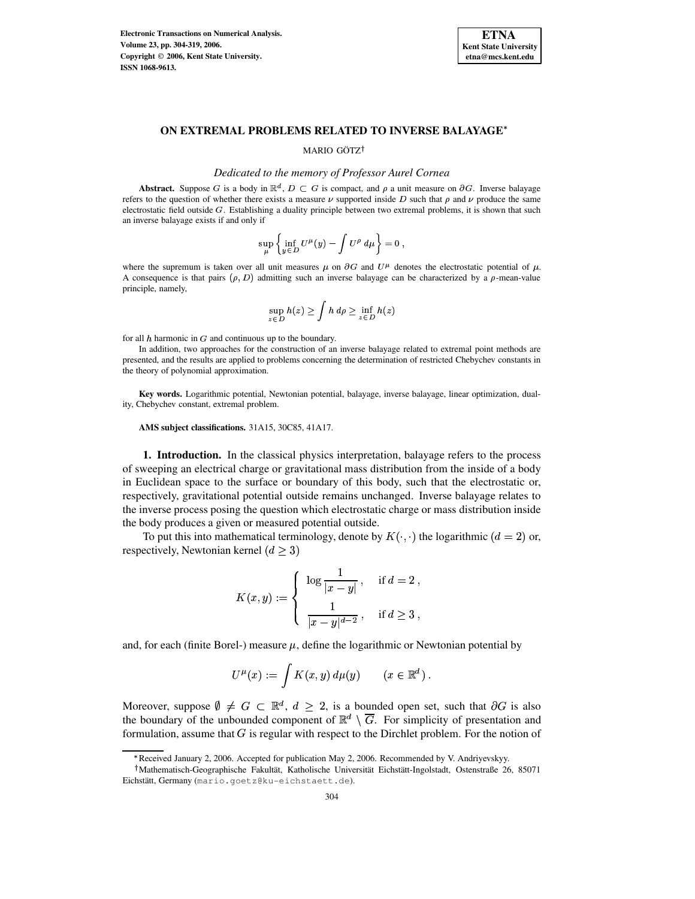# ON EXTREMAL PROBLEMS RELATED TO INVERSE BALAYAGE*

MARIO GÖTZ†

*Dedicated to the memory of Professor Aurel Cornea*

**Abstract.** Suppose $G$ is a body in $\mathbb{R}^d$, $D \subset G$ is compact, and $\rho$ a unit measure on $\partial G$. Inverse balayage refers to the question of whether there exists a measure $\nu$ supported inside $D$ such that $\rho$ and $\nu$ produce the same electrostatic field outside $G$. Establishing a duality principle between two extremal problems, it is shown that such an inverse balayage exists if and only if

$$\sup_{\mu} \left\{ \inf_{y \in D} U^{\mu}(y) - \int U^{\rho} \, d\mu \right\} = 0 \,,$$

where the supremum is taken over all unit measures $\mu$ on $\partial G$ and $U^{\mu}$ denotes the electrostatic potential of $\mu$. A consequence is that pairs $(\rho, D)$ admitting such an inverse balayage can be characterized by a $\rho$-mean-value principle, namely,

$$\sup_{z \in D} h(z) \geq \int h \, d\rho \geq \inf_{z \in D} h(z)$$

for all $h$ harmonic in $G$ and continuous up to the boundary.

In addition, two approaches for the construction of an inverse balayage related to extremal point methods are presented, and the results are applied to problems concerning the determination of restricted Chebychev constants in the theory of polynomial approximation.

**Key words.** Logarithmic potential, Newtonian potential, balayage, inverse balayage, linear optimization, duality, Chebychev constant, extremal problem.

**AMS subject classifications.** 31A15, 30C85, 41A17.

## 1. Introduction.

In the classical physics interpretation, balayage refers to the process of sweeping an electrical charge or gravitational mass distribution from the inside of a body in Euclidean space to the surface or boundary of this body, such that the electrostatic or, respectively, gravitational potential outside remains unchanged. Inverse balayage relates to the inverse process posing the question which electrostatic charge or mass distribution inside the body produces a given or measured potential outside.

To put this into mathematical terminology, denote by $K(\cdot, \cdot)$ the logarithmic $(d = 2)$ or, respectively, Newtonian kernel $(d \geq 3)$

$$K(x, y) := \begin{cases} \log \dfrac{1}{|x - y|} \,, & \text{if } d = 2 \,, \\[2ex] \dfrac{1}{|x - y|^{d-2}} \,, & \text{if } d \geq 3 \,, \end{cases}$$

and, for each (finite Borel-) measure $\mu$, define the logarithmic or Newtonian potential by

$$U^{\mu}(x) := \int K(x, y) \, d\mu(y) \qquad (x \in \mathbb{R}^d) \,.$$

Moreover, suppose $\emptyset \neq G \subset \mathbb{R}^d$, $d \geq 2$, is a bounded open set, such that $\partial G$ is also the boundary of the unbounded component of $\mathbb{R}^d \setminus \overline{G}$. For simplicity of presentation and formulation, assume that $G$ is regular with respect to the Dirchlet problem. For the notion of

---

*Received January 2, 2006. Accepted for publication May 2, 2006. Recommended by V. Andriyevskyy.

†Mathematisch-Geographische Fakultät, Katholische Universität Eichstätt-Ingolstadt, Ostenstraße 26, 85071 Eichstätt, Germany (mario.goetz@ku-eichstaett.de).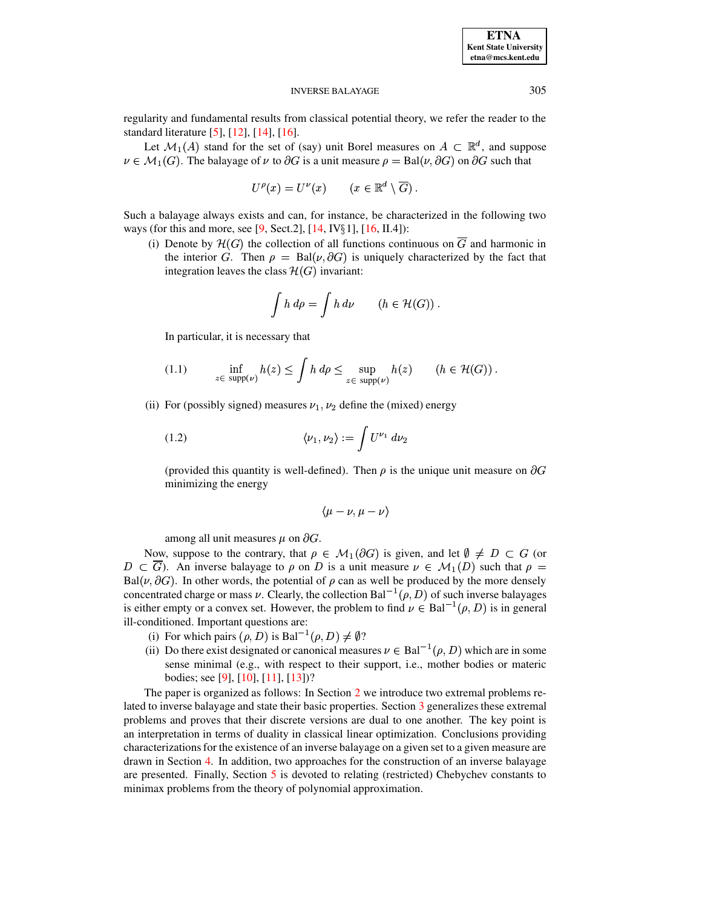regularity and fundamental results from classical potential theory, we refer the reader to the standard literature [5], [12], [14], [16].

Let $\mathcal{M}_1(A)$ stand for the set of (say) unit Borel measures on $A \subset \mathbb{R}^d$, and suppose $\nu \in \mathcal{M}_1(G)$. The balayage of $\nu$ to $\partial G$ is a unit measure $\rho = \mathrm{Bal}(\nu, \partial G)$ on $\partial G$ such that

$$U^\rho(x) = U^\nu(x) \qquad (x \in \mathbb{R}^d \setminus \overline{G})\,.$$

Such a balayage always exists and can, for instance, be characterized in the following two ways (for this and more, see [9, Sect.2], [14, IV§1], [16, II.4]):

(i) Denote by $\mathcal{H}(G)$ the collection of all functions continuous on $\overline{G}$ and harmonic in the interior $G$. Then $\rho = \mathrm{Bal}(\nu, \partial G)$ is uniquely characterized by the fact that integration leaves the class $\mathcal{H}(G)$ invariant:

$$\int h\, d\rho = \int h\, d\nu \qquad (h \in \mathcal{H}(G))\,.$$

In particular, it is necessary that

$$\inf_{z \in \operatorname{supp}(\nu)} h(z) \le \int h\, d\rho \le \sup_{z \in \operatorname{supp}(\nu)} h(z) \qquad (h \in \mathcal{H}(G))\,. \tag{1.1}$$

(ii) For (possibly signed) measures $\nu_1, \nu_2$ define the (mixed) energy

$$\langle \nu_1, \nu_2 \rangle := \int U^{\nu_1}\, d\nu_2 \tag{1.2}$$

(provided this quantity is well-defined). Then $\rho$ is the unique unit measure on $\partial G$ minimizing the energy

$$\langle \mu - \nu, \mu - \nu \rangle$$

among all unit measures $\mu$ on $\partial G$.

Now, suppose to the contrary, that $\rho \in \mathcal{M}_1(\partial G)$ is given, and let $\emptyset \neq D \subset G$ (or $D \subset \overline{G}$). An inverse balayage to $\rho$ on $D$ is a unit measure $\nu \in \mathcal{M}_1(D)$ such that $\rho = \mathrm{Bal}(\nu, \partial G)$. In other words, the potential of $\rho$ can as well be produced by the more densely concentrated charge or mass $\nu$. Clearly, the collection $\mathrm{Bal}^{-1}(\rho, D)$ of such inverse balayages is either empty or a convex set. However, the problem to find $\nu \in \mathrm{Bal}^{-1}(\rho, D)$ is in general ill-conditioned. Important questions are:

(i) For which pairs $(\rho, D)$ is $\mathrm{Bal}^{-1}(\rho, D) \neq \emptyset$?

(ii) Do there exist designated or canonical measures $\nu \in \mathrm{Bal}^{-1}(\rho, D)$ which are in some sense minimal (e.g., with respect to their support, i.e., mother bodies or materic bodies; see [9], [10], [11], [13])?

The paper is organized as follows: In Section 2 we introduce two extremal problems related to inverse balayage and state their basic properties. Section 3 generalizes these extremal problems and proves that their discrete versions are dual to one another. The key point is an interpretation in terms of duality in classical linear optimization. Conclusions providing characterizations for the existence of an inverse balayage on a given set to a given measure are drawn in Section 4. In addition, two approaches for the construction of an inverse balayage are presented. Finally, Section 5 is devoted to relating (restricted) Chebychev constants to minimax problems from the theory of polynomial approximation.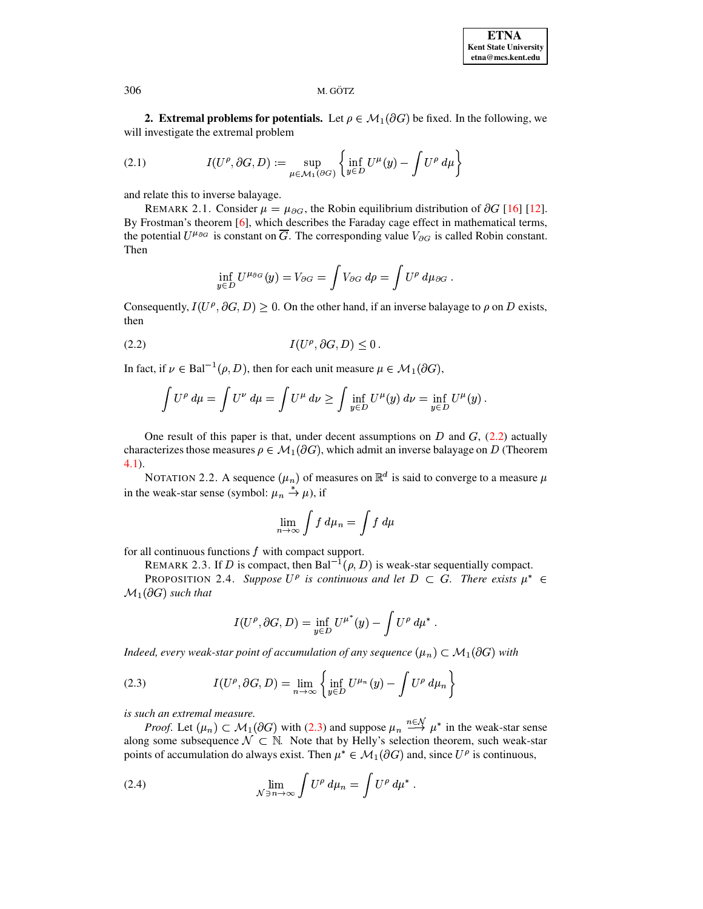**2. Extremal problems for potentials.** Let $\rho \in \mathcal{M}_1(\partial G)$ be fixed. In the following, we will investigate the extremal problem

$$I(U^\rho, \partial G, D) := \sup_{\mu \in \mathcal{M}_1(\partial G)} \left\{ \inf_{y \in D} U^\mu(y) - \int U^\rho \, d\mu \right\} \tag{2.1}$$

and relate this to inverse balayage.

REMARK 2.1. Consider $\mu = \mu_{\partial G}$, the Robin equilibrium distribution of $\partial G$ [16] [12]. By Frostman's theorem [6], which describes the Faraday cage effect in mathematical terms, the potential $U^{\mu_{\partial G}}$ is constant on $\overline{G}$. The corresponding value $V_{\partial G}$ is called Robin constant. Then

$$\inf_{y \in D} U^{\mu_{\partial G}}(y) = V_{\partial G} = \int V_{\partial G} \, d\rho = \int U^\rho \, d\mu_{\partial G} \, .$$

Consequently, $I(U^\rho, \partial G, D) \geq 0$. On the other hand, if an inverse balayage to $\rho$ on $D$ exists, then

$$I(U^\rho, \partial G, D) \leq 0 \, . \tag{2.2}$$

In fact, if $\nu \in \mathrm{Bal}^{-1}(\rho, D)$, then for each unit measure $\mu \in \mathcal{M}_1(\partial G)$,

$$\int U^\rho \, d\mu = \int U^\nu \, d\mu = \int U^\mu \, d\nu \geq \int \inf_{y \in D} U^\mu(y) \, d\nu = \inf_{y \in D} U^\mu(y) \, .$$

One result of this paper is that, under decent assumptions on $D$ and $G$, (2.2) actually characterizes those measures $\rho \in \mathcal{M}_1(\partial G)$, which admit an inverse balayage on $D$ (Theorem 4.1).

NOTATION 2.2. A sequence $(\mu_n)$ of measures on $\mathbb{R}^d$ is said to converge to a measure $\mu$ in the weak-star sense (symbol: $\mu_n \overset{*}{\to} \mu$), if

$$\lim_{n \to \infty} \int f \, d\mu_n = \int f \, d\mu$$

for all continuous functions $f$ with compact support.

REMARK 2.3. If $D$ is compact, then $\mathrm{Bal}^{-1}(\rho, D)$ is weak-star sequentially compact.

PROPOSITION 2.4. *Suppose $U^\rho$ is continuous and let $D \subset G$. There exists $\mu^* \in \mathcal{M}_1(\partial G)$ such that*

$$I(U^\rho, \partial G, D) = \inf_{y \in D} U^{\mu^*}(y) - \int U^\rho \, d\mu^* \, .$$

*Indeed, every weak-star point of accumulation of any sequence $(\mu_n) \subset \mathcal{M}_1(\partial G)$ with*

$$I(U^\rho, \partial G, D) = \lim_{n \to \infty} \left\{ \inf_{y \in D} U^{\mu_n}(y) - \int U^\rho \, d\mu_n \right\} \tag{2.3}$$

*is such an extremal measure.*

*Proof.* Let $(\mu_n) \subset \mathcal{M}_1(\partial G)$ with (2.3) and suppose $\mu_n \overset{n \in \mathcal{N}}{\longrightarrow} \mu^*$ in the weak-star sense along some subsequence $\mathcal{N} \subset \mathbb{N}$. Note that by Helly's selection theorem, such weak-star points of accumulation do always exist. Then $\mu^* \in \mathcal{M}_1(\partial G)$ and, since $U^\rho$ is continuous,

$$\lim_{\mathcal{N} \ni n \to \infty} \int U^\rho \, d\mu_n = \int U^\rho \, d\mu^* \, . \tag{2.4}$$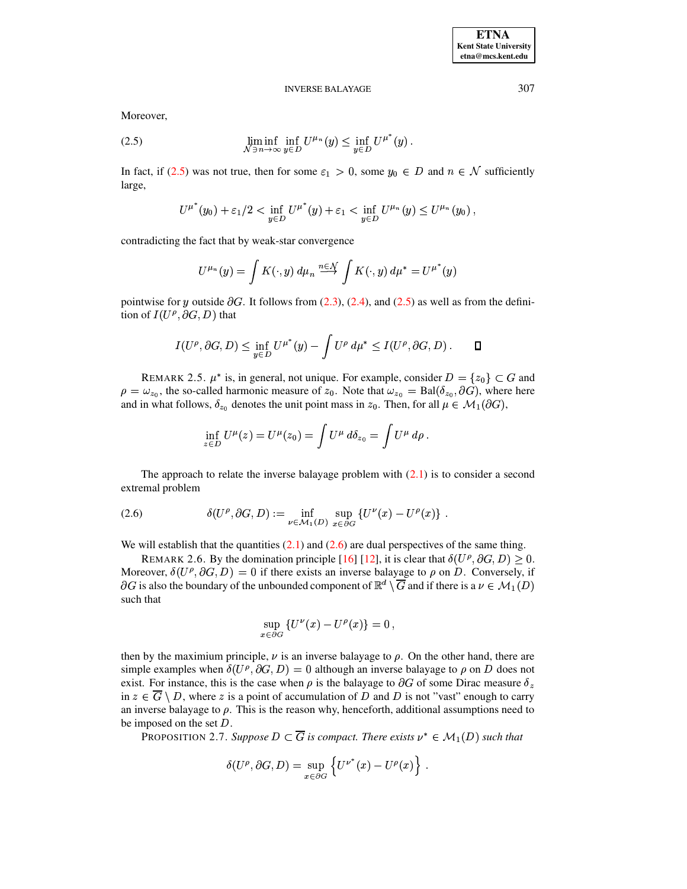Moreover,

$$\liminf_{\mathcal{N} \ni n \to \infty} \inf_{y \in D} U^{\mu_n}(y) \leq \inf_{y \in D} U^{\mu^*}(y) . \tag{2.5}$$

In fact, if (2.5) was not true, then for some $\varepsilon_1 > 0$, some $y_0 \in D$ and $n \in \mathcal{N}$ sufficiently large,

$$U^{\mu^*}(y_0) + \varepsilon_1/2 < \inf_{y \in D} U^{\mu^*}(y) + \varepsilon_1 < \inf_{y \in D} U^{\mu_n}(y) \leq U^{\mu_n}(y_0) ,$$

contradicting the fact that by weak-star convergence

$$U^{\mu_n}(y) = \int K(\cdot, y)\, d\mu_n \overset{n \in \mathcal{N}}{\longrightarrow} \int K(\cdot, y)\, d\mu^* = U^{\mu^*}(y)$$

pointwise for $y$ outside $\partial G$. It follows from (2.3), (2.4), and (2.5) as well as from the definition of $I(U^\rho, \partial G, D)$ that

$$I(U^\rho, \partial G, D) \leq \inf_{y \in D} U^{\mu^*}(y) - \int U^\rho\, d\mu^* \leq I(U^\rho, \partial G, D) . \qquad \square$$

REMARK 2.5. $\mu^*$ is, in general, not unique. For example, consider $D = \{z_0\} \subset G$ and $\rho = \omega_{z_0}$, the so-called harmonic measure of $z_0$. Note that $\omega_{z_0} = \mathrm{Bal}(\delta_{z_0}, \partial G)$, where here and in what follows, $\delta_{z_0}$ denotes the unit point mass in $z_0$. Then, for all $\mu \in \mathcal{M}_1(\partial G)$,

$$\inf_{z \in D} U^\mu(z) = U^\mu(z_0) = \int U^\mu\, d\delta_{z_0} = \int U^\mu\, d\rho .$$

The approach to relate the inverse balayage problem with (2.1) is to consider a second extremal problem

$$\delta(U^\rho, \partial G, D) := \inf_{\nu \in \mathcal{M}_1(D)} \sup_{x \in \partial G} \{U^\nu(x) - U^\rho(x)\} . \tag{2.6}$$

We will establish that the quantities (2.1) and (2.6) are dual perspectives of the same thing.

REMARK 2.6. By the domination principle [16] [12], it is clear that $\delta(U^\rho, \partial G, D) \geq 0$. Moreover, $\delta(U^\rho, \partial G, D) = 0$ if there exists an inverse balayage to $\rho$ on $D$. Conversely, if $\partial G$ is also the boundary of the unbounded component of $\mathbb{R}^d \setminus \overline{G}$ and if there is a $\nu \in \mathcal{M}_1(D)$ such that

$$\sup_{x \in \partial G} \{U^\nu(x) - U^\rho(x)\} = 0 ,$$

then by the maximium principle, $\nu$ is an inverse balayage to $\rho$. On the other hand, there are simple examples when $\delta(U^\rho, \partial G, D) = 0$ although an inverse balayage to $\rho$ on $D$ does not exist. For instance, this is the case when $\rho$ is the balayage to $\partial G$ of some Dirac measure $\delta_z$ in $z \in \overline{G} \setminus D$, where $z$ is a point of accumulation of $D$ and $D$ is not "vast" enough to carry an inverse balayage to $\rho$. This is the reason why, henceforth, additional assumptions need to be imposed on the set $D$.

PROPOSITION 2.7. *Suppose $D \subset \overline{G}$ is compact. There exists $\nu^* \in \mathcal{M}_1(D)$ such that*

$$\delta(U^\rho, \partial G, D) = \sup_{x \in \partial G} \left\{ U^{\nu^*}(x) - U^\rho(x) \right\} .$$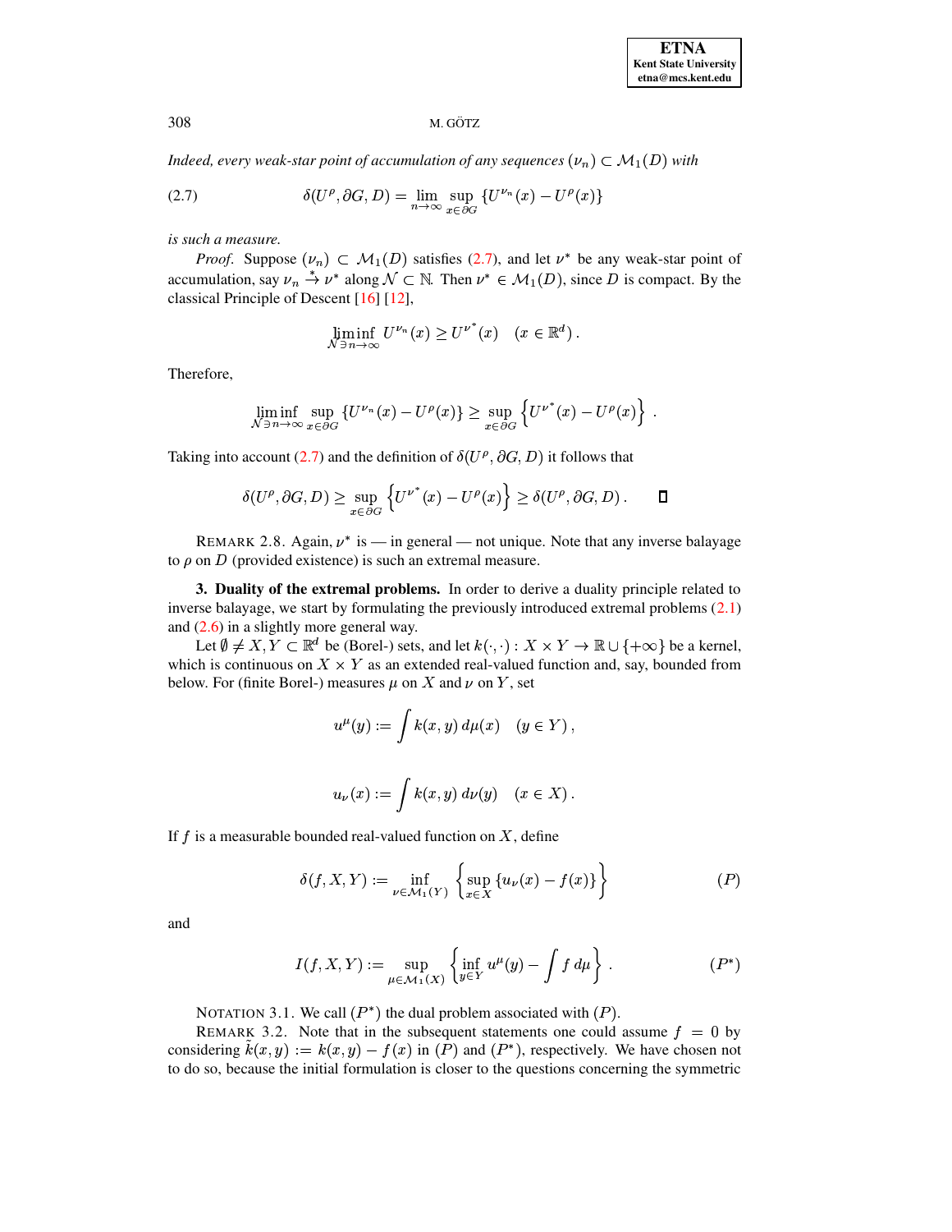*Indeed, every weak-star point of accumulation of any sequences $(\nu_n) \subset \mathcal{M}_1(D)$ with*

$$\delta(U^\rho, \partial G, D) = \lim_{n\to\infty} \sup_{x\in\partial G} \{U^{\nu_n}(x) - U^\rho(x)\} \tag{2.7}$$

*is such a measure.*

*Proof.* Suppose $(\nu_n) \subset \mathcal{M}_1(D)$ satisfies (2.7), and let $\nu^*$ be any weak-star point of accumulation, say $\nu_n \overset{*}{\to} \nu^*$ along $\mathcal{N} \subset \mathbb{N}$. Then $\nu^* \in \mathcal{M}_1(D)$, since $D$ is compact. By the classical Principle of Descent [16] [12],

$$\liminf_{\mathcal{N}\ni n\to\infty} U^{\nu_n}(x) \geq U^{\nu^*}(x) \quad (x \in \mathbb{R}^d)\,.$$

Therefore,

$$\liminf_{\mathcal{N}\ni n\to\infty} \sup_{x\in\partial G} \{U^{\nu_n}(x) - U^\rho(x)\} \geq \sup_{x\in\partial G} \left\{U^{\nu^*}(x) - U^\rho(x)\right\}\,.$$

Taking into account (2.7) and the definition of $\delta(U^\rho, \partial G, D)$ it follows that

$$\delta(U^\rho, \partial G, D) \geq \sup_{x\in\partial G} \left\{U^{\nu^*}(x) - U^\rho(x)\right\} \geq \delta(U^\rho, \partial G, D)\,. \qquad \square$$

REMARK 2.8. Again, $\nu^*$ is — in general — not unique. Note that any inverse balayage to $\rho$ on $D$ (provided existence) is such an extremal measure.

**3. Duality of the extremal problems.** In order to derive a duality principle related to inverse balayage, we start by formulating the previously introduced extremal problems (2.1) and (2.6) in a slightly more general way.

Let $\emptyset \neq X, Y \subset \mathbb{R}^d$ be (Borel-) sets, and let $k(\cdot,\cdot) : X \times Y \to \mathbb{R} \cup \{+\infty\}$ be a kernel, which is continuous on $X \times Y$ as an extended real-valued function and, say, bounded from below. For (finite Borel-) measures $\mu$ on $X$ and $\nu$ on $Y$, set

$$u^\mu(y) := \int k(x,y)\, d\mu(x) \quad (y \in Y)\,,$$

$$u_\nu(x) := \int k(x,y)\, d\nu(y) \quad (x \in X)\,.$$

If $f$ is a measurable bounded real-valued function on $X$, define

$$\delta(f, X, Y) := \inf_{\nu\in\mathcal{M}_1(Y)} \left\{\sup_{x\in X} \{u_\nu(x) - f(x)\}\right\} \tag{$P$}$$

and

$$I(f, X, Y) := \sup_{\mu\in\mathcal{M}_1(X)} \left\{\inf_{y\in Y} u^\mu(y) - \int f\, d\mu\right\}\,. \tag{$P^*$}$$

NOTATION 3.1. We call $(P^*)$ the dual problem associated with $(P)$.

REMARK 3.2. Note that in the subsequent statements one could assume $f = 0$ by considering $\tilde{k}(x,y) := k(x,y) - f(x)$ in $(P)$ and $(P^*)$, respectively. We have chosen not to do so, because the initial formulation is closer to the questions concerning the symmetric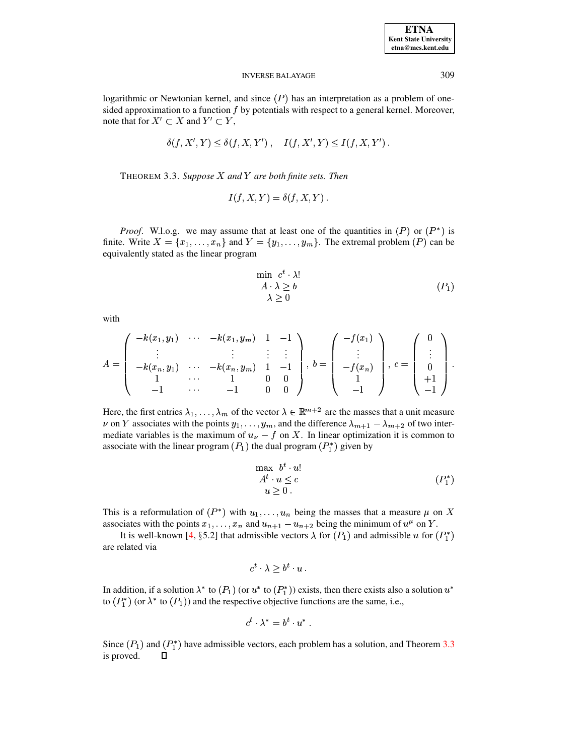logarithmic or Newtonian kernel, and since $(P)$ has an interpretation as a problem of one-sided approximation to a function $f$ by potentials with respect to a general kernel. Moreover, note that for $X' \subset X$ and $Y' \subset Y$,

$$\delta(f, X', Y) \leq \delta(f, X, Y')\,, \quad I(f, X', Y) \leq I(f, X, Y')\,.$$

THEOREM 3.3. *Suppose $X$ and $Y$ are both finite sets. Then*

$$I(f, X, Y) = \delta(f, X, Y)\,.$$

*Proof*. W.l.o.g. we may assume that at least one of the quantities in $(P)$ or $(P^*)$ is finite. Write $X = \{x_1, \ldots, x_n\}$ and $Y = \{y_1, \ldots, y_m\}$. The extremal problem $(P)$ can be equivalently stated as the linear program

$$\begin{array}{c} \min \;\; c^t \cdot \lambda! \\ A \cdot \lambda \geq b \\ \lambda \geq 0 \end{array} \qquad (P_1)$$

with

$$A = \begin{pmatrix} -k(x_1, y_1) & \cdots & -k(x_1, y_m) & 1 & -1 \\ \vdots & & \vdots & \vdots & \vdots \\ -k(x_n, y_1) & \cdots & -k(x_n, y_m) & 1 & -1 \\ 1 & \cdots & 1 & 0 & 0 \\ -1 & \cdots & -1 & 0 & 0 \end{pmatrix},\; b = \begin{pmatrix} -f(x_1) \\ \vdots \\ -f(x_n) \\ 1 \\ -1 \end{pmatrix},\; c = \begin{pmatrix} 0 \\ \vdots \\ 0 \\ +1 \\ -1 \end{pmatrix}.$$

Here, the first entries $\lambda_1, \ldots, \lambda_m$ of the vector $\lambda \in \mathbb{R}^{m+2}$ are the masses that a unit measure $\nu$ on $Y$ associates with the points $y_1, \ldots, y_m$, and the difference $\lambda_{m+1} - \lambda_{m+2}$ of two intermediate variables is the maximum of $u_\nu - f$ on $X$. In linear optimization it is common to associate with the linear program $(P_1)$ the dual program $(P_1^*)$ given by

$$\begin{array}{c} \max \;\; b^t \cdot u! \\ A^t \cdot u \leq c \\ u \geq 0\,. \end{array} \qquad (P_1^*)$$

This is a reformulation of $(P^*)$ with $u_1, \ldots, u_n$ being the masses that a measure $\mu$ on $X$ associates with the points $x_1, \ldots, x_n$ and $u_{n+1} - u_{n+2}$ being the minimum of $u^\mu$ on $Y$.

It is well-known [4, §5.2] that admissible vectors $\lambda$ for $(P_1)$ and admissible $u$ for $(P_1^*)$ are related via

$$c^t \cdot \lambda \geq b^t \cdot u\,.$$

In addition, if a solution $\lambda^*$ to $(P_1)$ (or $u^*$ to $(P_1^*)$) exists, then there exists also a solution $u^*$ to $(P_1^*)$ (or $\lambda^*$ to $(P_1)$) and the respective objective functions are the same, i.e.,

$$c^t \cdot \lambda^* = b^t \cdot u^*\,.$$

Since $(P_1)$ and $(P_1^*)$ have admissible vectors, each problem has a solution, and Theorem 3.3 is proved. ∎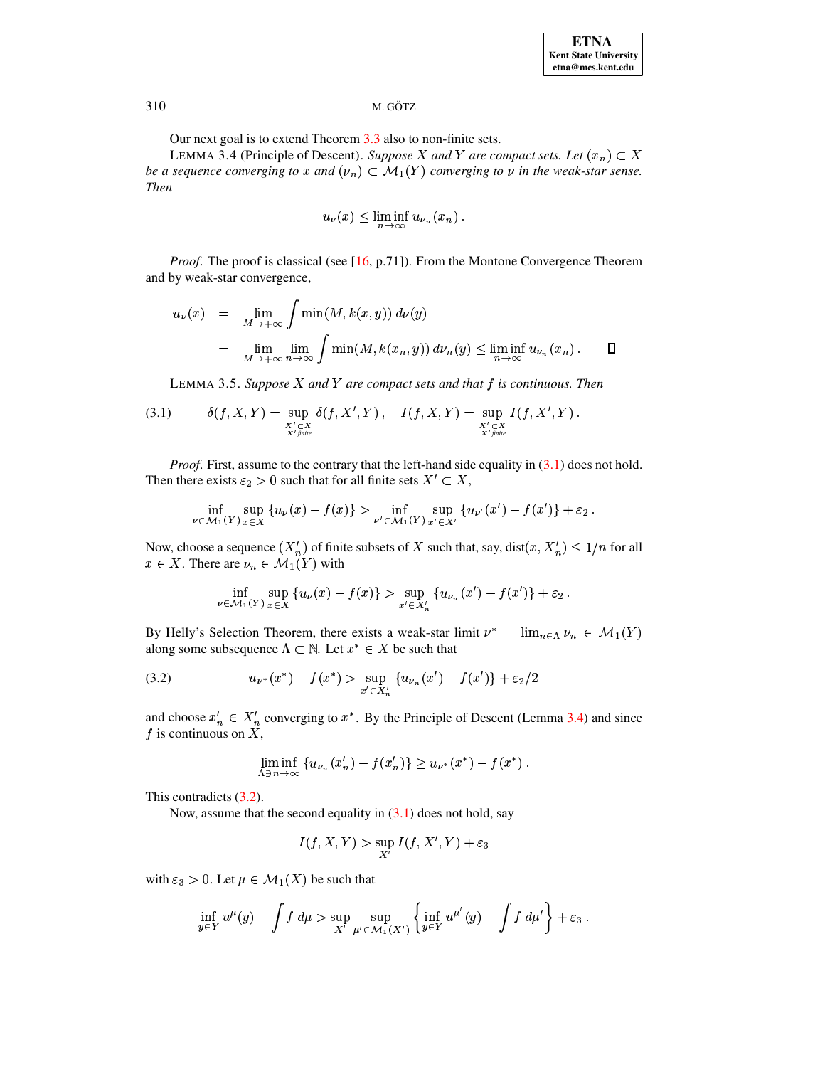Our next goal is to extend Theorem 3.3 also to non-finite sets.

LEMMA 3.4 (Principle of Descent). *Suppose $X$ and $Y$ are compact sets. Let $(x_n) \subset X$ be a sequence converging to $x$ and $(\nu_n) \subset \mathcal{M}_1(Y)$ converging to $\nu$ in the weak-star sense. Then*

$$u_\nu(x) \le \liminf_{n\to\infty} u_{\nu_n}(x_n)\,.$$

*Proof.* The proof is classical (see [16, p.71]). From the Montone Convergence Theorem and by weak-star convergence,

$$\begin{aligned} u_\nu(x) &= \lim_{M\to+\infty} \int \min(M, k(x,y))\, d\nu(y) \\ &= \lim_{M\to+\infty} \lim_{n\to\infty} \int \min(M, k(x_n,y))\, d\nu_n(y) \le \liminf_{n\to\infty} u_{\nu_n}(x_n)\,. \end{aligned}$$

∎

LEMMA 3.5. *Suppose $X$ and $Y$ are compact sets and that $f$ is continuous. Then*

$$\delta(f,X,Y) = \sup_{\substack{X'\subset X \\ X' \text{finite}}} \delta(f,X',Y)\,, \quad I(f,X,Y) = \sup_{\substack{X'\subset X \\ X' \text{finite}}} I(f,X',Y)\,. \tag{3.1}$$

*Proof.* First, assume to the contrary that the left-hand side equality in (3.1) does not hold. Then there exists $\varepsilon_2 > 0$ such that for all finite sets $X' \subset X$,

$$\inf_{\nu\in\mathcal{M}_1(Y)} \sup_{x\in X} \{u_\nu(x) - f(x)\} > \inf_{\nu'\in\mathcal{M}_1(Y)} \sup_{x'\in X'} \{u_{\nu'}(x') - f(x')\} + \varepsilon_2\,.$$

Now, choose a sequence $(X'_n)$ of finite subsets of $X$ such that, say, $\operatorname{dist}(x, X'_n) \le 1/n$ for all $x \in X$. There are $\nu_n \in \mathcal{M}_1(Y)$ with

$$\inf_{\nu\in\mathcal{M}_1(Y)} \sup_{x\in X} \{u_\nu(x) - f(x)\} > \sup_{x'\in X'_n} \{u_{\nu_n}(x') - f(x')\} + \varepsilon_2\,.$$

By Helly's Selection Theorem, there exists a weak-star limit $\nu^* = \lim_{n\in\Lambda} \nu_n \in \mathcal{M}_1(Y)$ along some subsequence $\Lambda \subset \mathbb{N}$. Let $x^* \in X$ be such that

$$u_{\nu^*}(x^*) - f(x^*) > \sup_{x'\in X'_n} \{u_{\nu_n}(x') - f(x')\} + \varepsilon_2/2 \tag{3.2}$$

and choose $x'_n \in X'_n$ converging to $x^*$. By the Principle of Descent (Lemma 3.4) and since $f$ is continuous on $X$,

$$\liminf_{\Lambda\ni n\to\infty} \{u_{\nu_n}(x'_n) - f(x'_n)\} \ge u_{\nu^*}(x^*) - f(x^*)\,.$$

This contradicts (3.2).

Now, assume that the second equality in (3.1) does not hold, say

$$I(f,X,Y) > \sup_{X'} I(f,X',Y) + \varepsilon_3$$

with $\varepsilon_3 > 0$. Let $\mu \in \mathcal{M}_1(X)$ be such that

$$\inf_{y\in Y} u^\mu(y) - \int f\, d\mu > \sup_{X'} \sup_{\mu'\in\mathcal{M}_1(X')} \left\{ \inf_{y\in Y} u^{\mu'}(y) - \int f\, d\mu' \right\} + \varepsilon_3\,.$$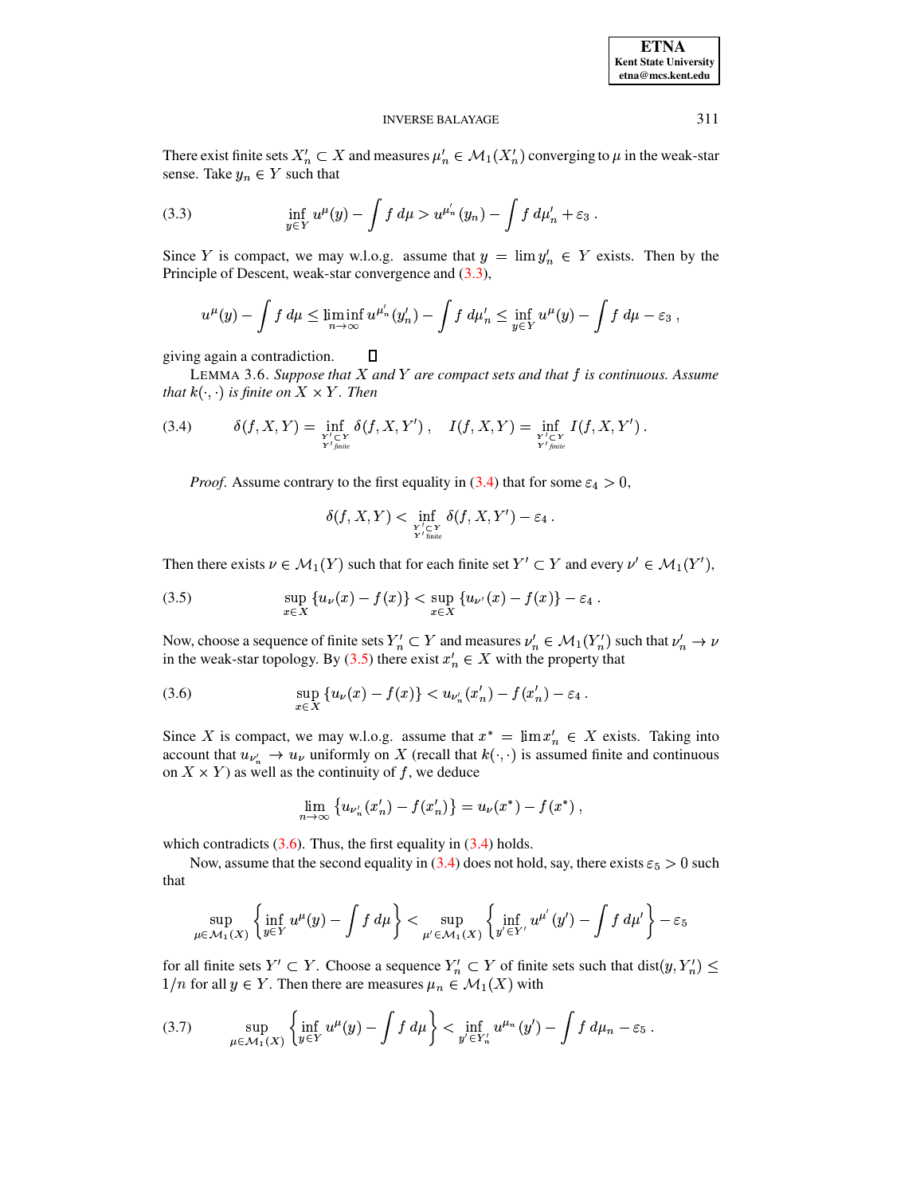There exist finite sets $X_n' \subset X$ and measures $\mu_n' \in \mathcal{M}_1(X_n')$ converging to $\mu$ in the weak-star sense. Take $y_n \in Y$ such that

$$\inf_{y \in Y} u^{\mu}(y) - \int f\, d\mu > u^{\mu_n'}(y_n) - \int f\, d\mu_n' + \varepsilon_3 \,. \tag{3.3}$$

Since $Y$ is compact, we may w.l.o.g. assume that $y = \lim y_n' \in Y$ exists. Then by the Principle of Descent, weak-star convergence and (3.3),

$$u^{\mu}(y) - \int f\, d\mu \leq \liminf_{n\to\infty} u^{\mu_n'}(y_n') - \int f\, d\mu_n' \leq \inf_{y \in Y} u^{\mu}(y) - \int f\, d\mu - \varepsilon_3 \,,$$

giving again a contradiction. $\square$

LEMMA 3.6. *Suppose that $X$ and $Y$ are compact sets and that $f$ is continuous. Assume that $k(\cdot,\cdot)$ is finite on $X \times Y$. Then*

$$\delta(f, X, Y) = \inf_{\substack{Y' \subset Y \\ Y' \text{finite}}} \delta(f, X, Y')\,, \quad I(f, X, Y) = \inf_{\substack{Y' \subset Y \\ Y' \text{finite}}} I(f, X, Y')\,. \tag{3.4}$$

*Proof.* Assume contrary to the first equality in (3.4) that for some $\varepsilon_4 > 0$,

$$\delta(f, X, Y) < \inf_{\substack{Y' \subset Y \\ Y' \text{finite}}} \delta(f, X, Y') - \varepsilon_4 \,.$$

Then there exists $\nu \in \mathcal{M}_1(Y)$ such that for each finite set $Y' \subset Y$ and every $\nu' \in \mathcal{M}_1(Y')$,

$$\sup_{x \in X} \{u_{\nu}(x) - f(x)\} < \sup_{x \in X} \{u_{\nu'}(x) - f(x)\} - \varepsilon_4 \,. \tag{3.5}$$

Now, choose a sequence of finite sets $Y_n' \subset Y$ and measures $\nu_n' \in \mathcal{M}_1(Y_n')$ such that $\nu_n' \to \nu$ in the weak-star topology. By (3.5) there exist $x_n' \in X$ with the property that

$$\sup_{x \in X} \{u_{\nu}(x) - f(x)\} < u_{\nu_n'}(x_n') - f(x_n') - \varepsilon_4 \,. \tag{3.6}$$

Since $X$ is compact, we may w.l.o.g. assume that $x^* = \lim x_n' \in X$ exists. Taking into account that $u_{\nu_n'} \to u_{\nu}$ uniformly on $X$ (recall that $k(\cdot,\cdot)$ is assumed finite and continuous on $X \times Y$) as well as the continuity of $f$, we deduce

$$\lim_{n\to\infty} \{u_{\nu_n'}(x_n') - f(x_n')\} = u_{\nu}(x^*) - f(x^*) \,,$$

which contradicts (3.6). Thus, the first equality in (3.4) holds.

Now, assume that the second equality in (3.4) does not hold, say, there exists $\varepsilon_5 > 0$ such that

$$\sup_{\mu \in \mathcal{M}_1(X)} \left\{ \inf_{y \in Y} u^{\mu}(y) - \int f\, d\mu \right\} < \sup_{\mu' \in \mathcal{M}_1(X)} \left\{ \inf_{y' \in Y'} u^{\mu'}(y') - \int f\, d\mu' \right\} - \varepsilon_5$$

for all finite sets $Y' \subset Y$. Choose a sequence $Y_n' \subset Y$ of finite sets such that $\operatorname{dist}(y, Y_n') \leq 1/n$ for all $y \in Y$. Then there are measures $\mu_n \in \mathcal{M}_1(X)$ with

$$\sup_{\mu \in \mathcal{M}_1(X)} \left\{ \inf_{y \in Y} u^{\mu}(y) - \int f\, d\mu \right\} < \inf_{y' \in Y_n'} u^{\mu_n}(y') - \int f\, d\mu_n - \varepsilon_5 \,. \tag{3.7}$$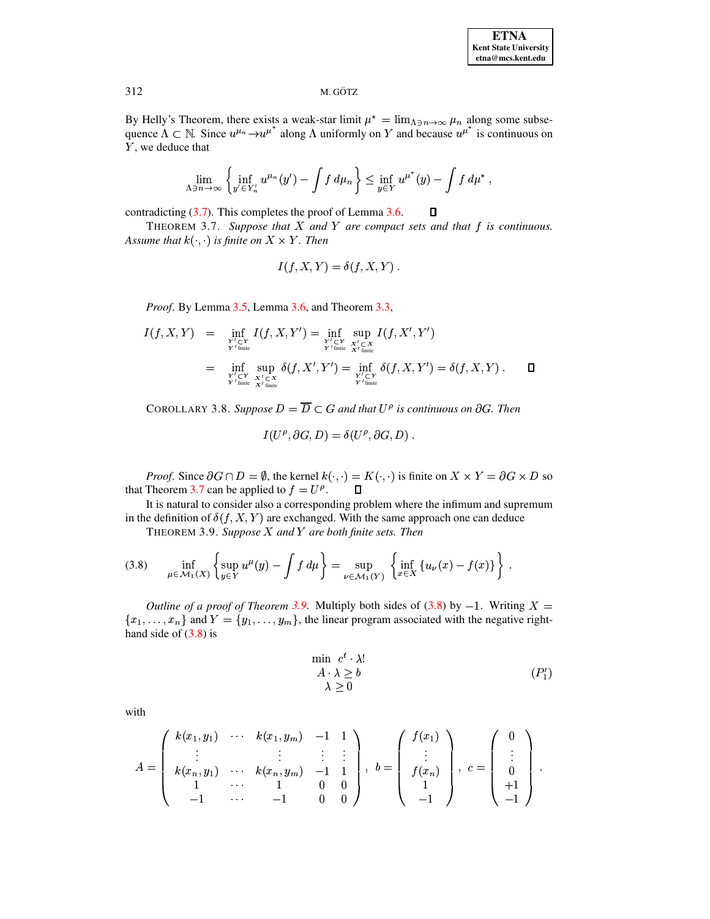By Helly's Theorem, there exists a weak-star limit $\mu^* = \lim_{\Lambda \ni n \to \infty} \mu_n$ along some subsequence $\Lambda \subset \mathbb{N}$. Since $u^{\mu_n} \to u^{\mu^*}$ along $\Lambda$ uniformly on $Y$ and because $u^{\mu^*}$ is continuous on $Y$, we deduce that

$$\lim_{\Lambda \ni n \to \infty} \left\{ \inf_{y' \in Y_n'} u^{\mu_n}(y') - \int f \, d\mu_n \right\} \leq \inf_{y \in Y} u^{\mu^*}(y) - \int f \, d\mu^* ,$$

contradicting (3.7). This completes the proof of Lemma 3.6. ∎

THEOREM 3.7. *Suppose that $X$ and $Y$ are compact sets and that $f$ is continuous. Assume that $k(\cdot, \cdot)$ is finite on $X \times Y$. Then*

$$I(f, X, Y) = \delta(f, X, Y) .$$

*Proof.* By Lemma 3.5, Lemma 3.6, and Theorem 3.3,

$$\begin{aligned} I(f, X, Y) &= \inf_{\substack{Y' \subset Y \\ Y' \text{finite}}} I(f, X, Y') = \inf_{\substack{Y' \subset Y \\ Y' \text{finite}}} \sup_{\substack{X' \subset X \\ X' \text{finite}}} I(f, X', Y') \\ &= \inf_{\substack{Y' \subset Y \\ Y' \text{finite}}} \sup_{\substack{X' \subset X \\ X' \text{finite}}} \delta(f, X', Y') = \inf_{\substack{Y' \subset Y \\ Y' \text{finite}}} \delta(f, X, Y') = \delta(f, X, Y) . \end{aligned}$$ ∎

COROLLARY 3.8. *Suppose $D = \overline{D} \subset G$ and that $U^\rho$ is continuous on $\partial G$. Then*

$$I(U^\rho, \partial G, D) = \delta(U^\rho, \partial G, D) .$$

*Proof.* Since $\partial G \cap D = \emptyset$, the kernel $k(\cdot, \cdot) = K(\cdot, \cdot)$ is finite on $X \times Y = \partial G \times D$ so that Theorem 3.7 can be applied to $f = U^\rho$. ∎

It is natural to consider also a corresponding problem where the infimum and supremum in the definition of $\delta(f, X, Y)$ are exchanged. With the same approach one can deduce

THEOREM 3.9. *Suppose $X$ and $Y$ are both finite sets. Then*

$$\inf_{\mu \in \mathcal{M}_1(X)} \left\{ \sup_{y \in Y} u^\mu(y) - \int f \, d\mu \right\} = \sup_{\nu \in \mathcal{M}_1(Y)} \left\{ \inf_{x \in X} \{ u_\nu(x) - f(x) \} \right\} . \tag{3.8}$$

*Outline of a proof of Theorem 3.9.* Multiply both sides of (3.8) by $-1$. Writing $X = \{x_1, \ldots, x_n\}$ and $Y = \{y_1, \ldots, y_m\}$, the linear program associated with the negative right-hand side of (3.8) is

$$\begin{array}{c} \min \;\; c^t \cdot \lambda! \\ A \cdot \lambda \geq b \\ \lambda \geq 0 \end{array} \tag{$P_1'$}$$

with

$$A = \begin{pmatrix} k(x_1, y_1) & \cdots & k(x_1, y_m) & -1 & 1 \\ \vdots & & \vdots & \vdots & \vdots \\ k(x_n, y_1) & \cdots & k(x_n, y_m) & -1 & 1 \\ 1 & \cdots & 1 & 0 & 0 \\ -1 & \cdots & -1 & 0 & 0 \end{pmatrix}, \quad b = \begin{pmatrix} f(x_1) \\ \vdots \\ f(x_n) \\ 1 \\ -1 \end{pmatrix}, \quad c = \begin{pmatrix} 0 \\ \vdots \\ 0 \\ +1 \\ -1 \end{pmatrix} .$$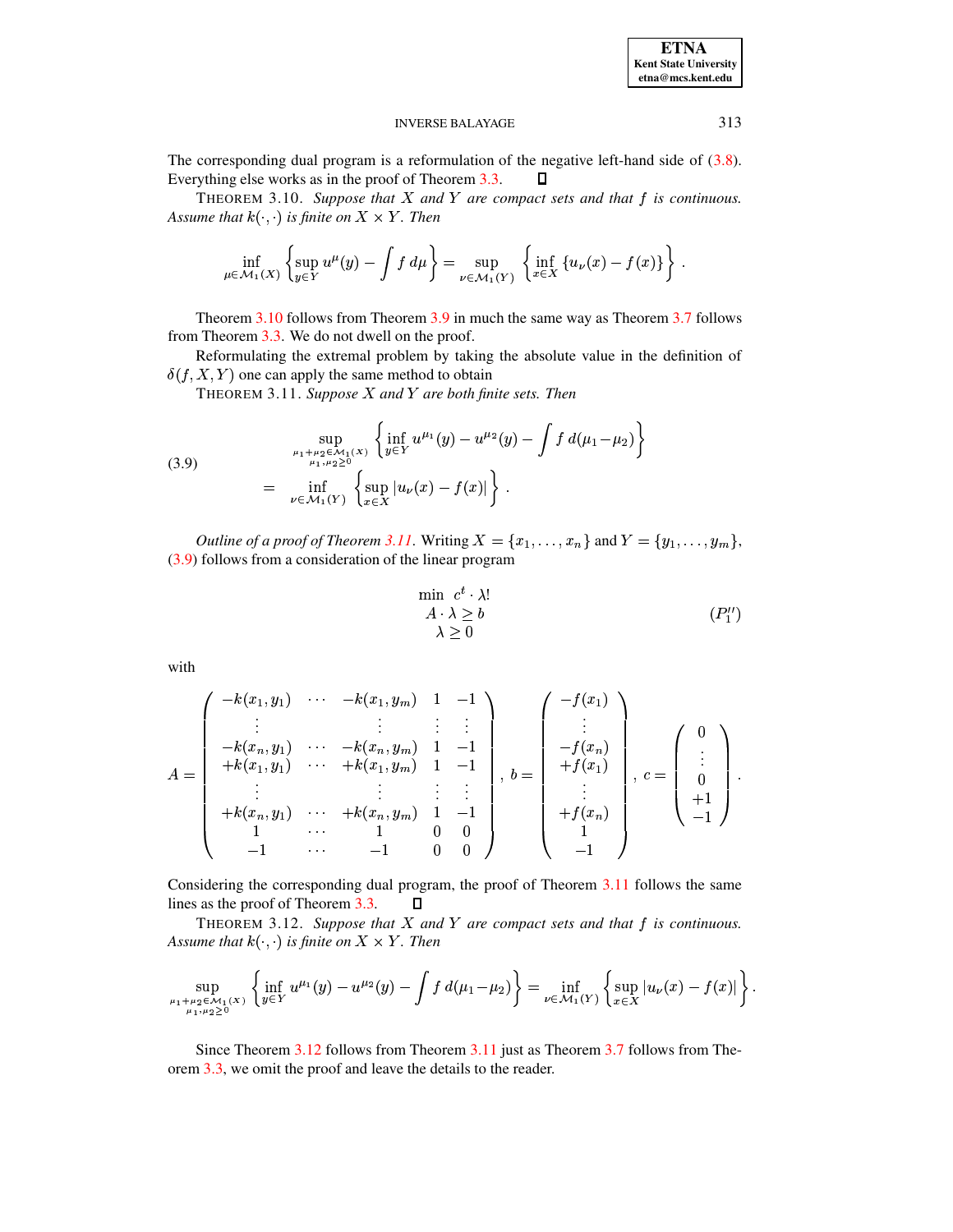The corresponding dual program is a reformulation of the negative left-hand side of (3.8). Everything else works as in the proof of Theorem 3.3. $\square$

THEOREM 3.10. *Suppose that $X$ and $Y$ are compact sets and that $f$ is continuous. Assume that $k(\cdot,\cdot)$ is finite on $X \times Y$. Then*

$$\inf_{\mu \in \mathcal{M}_1(X)} \left\{ \sup_{y \in Y} u^{\mu}(y) - \int f \, d\mu \right\} = \sup_{\nu \in \mathcal{M}_1(Y)} \left\{ \inf_{x \in X} \{ u_{\nu}(x) - f(x) \} \right\} .$$

Theorem 3.10 follows from Theorem 3.9 in much the same way as Theorem 3.7 follows from Theorem 3.3. We do not dwell on the proof.

Reformulating the extremal problem by taking the absolute value in the definition of $\delta(f, X, Y)$ one can apply the same method to obtain

THEOREM 3.11. *Suppose $X$ and $Y$ are both finite sets. Then*

$$\begin{aligned} &\sup_{\substack{\mu_1+\mu_2 \in \mathcal{M}_1(X) \\ \mu_1,\mu_2 \geq 0}} \left\{ \inf_{y \in Y} u^{\mu_1}(y) - u^{\mu_2}(y) - \int f \, d(\mu_1 - \mu_2) \right\} \\ &= \inf_{\nu \in \mathcal{M}_1(Y)} \left\{ \sup_{x \in X} |u_{\nu}(x) - f(x)| \right\} . \end{aligned} \tag{3.9}$$

*Outline of a proof of Theorem 3.11.* Writing $X = \{x_1, \ldots, x_n\}$ and $Y = \{y_1, \ldots, y_m\}$, (3.9) follows from a consideration of the linear program

$$\begin{array}{c} \min \;\; c^t \cdot \lambda! \\ A \cdot \lambda \geq b \\ \lambda \geq 0 \end{array} \tag{$P_1''$}$$

with

$$A = \begin{pmatrix} -k(x_1,y_1) & \cdots & -k(x_1,y_m) & 1 & -1 \\ \vdots & & \vdots & \vdots & \vdots \\ -k(x_n,y_1) & \cdots & -k(x_n,y_m) & 1 & -1 \\ +k(x_1,y_1) & \cdots & +k(x_1,y_m) & 1 & -1 \\ \vdots & & \vdots & \vdots & \vdots \\ +k(x_n,y_1) & \cdots & +k(x_n,y_m) & 1 & -1 \\ 1 & \cdots & 1 & 0 & 0 \\ -1 & \cdots & -1 & 0 & 0 \end{pmatrix}, \; b = \begin{pmatrix} -f(x_1) \\ \vdots \\ -f(x_n) \\ +f(x_1) \\ \vdots \\ +f(x_n) \\ 1 \\ -1 \end{pmatrix}, \; c = \begin{pmatrix} 0 \\ \vdots \\ 0 \\ +1 \\ -1 \end{pmatrix}.$$

Considering the corresponding dual program, the proof of Theorem 3.11 follows the same lines as the proof of Theorem 3.3. $\square$

THEOREM 3.12. *Suppose that $X$ and $Y$ are compact sets and that $f$ is continuous. Assume that $k(\cdot,\cdot)$ is finite on $X \times Y$. Then*

$$\sup_{\substack{\mu_1+\mu_2 \in \mathcal{M}_1(X) \\ \mu_1,\mu_2 \geq 0}} \left\{ \inf_{y \in Y} u^{\mu_1}(y) - u^{\mu_2}(y) - \int f \, d(\mu_1 - \mu_2) \right\} = \inf_{\nu \in \mathcal{M}_1(Y)} \left\{ \sup_{x \in X} |u_{\nu}(x) - f(x)| \right\} .$$

Since Theorem 3.12 follows from Theorem 3.11 just as Theorem 3.7 follows from Theorem 3.3, we omit the proof and leave the details to the reader.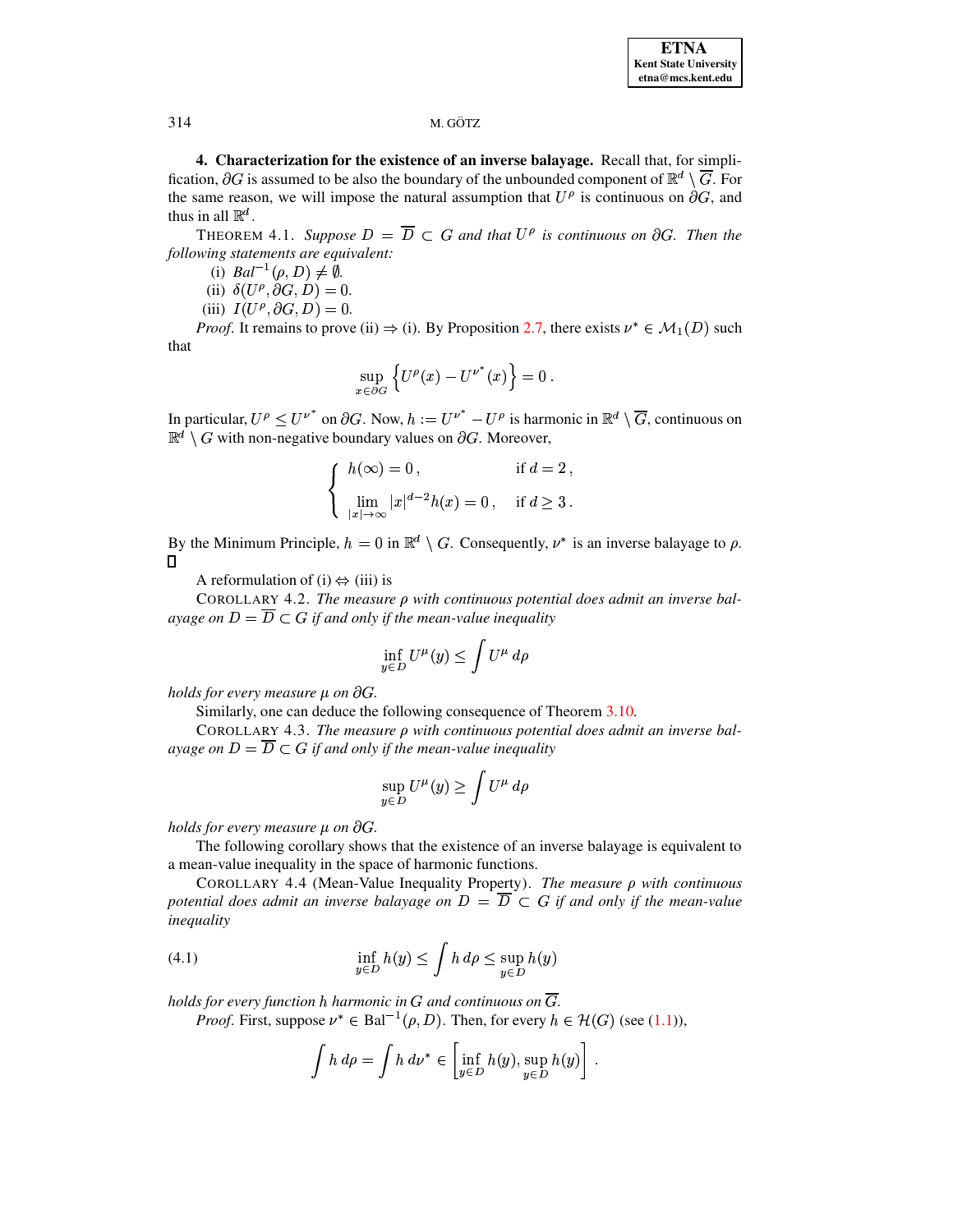## 4. Characterization for the existence of an inverse balayage.

Recall that, for simplification, $\partial G$ is assumed to be also the boundary of the unbounded component of $\mathbb{R}^d \setminus \overline{G}$. For the same reason, we will impose the natural assumption that $U^\rho$ is continuous on $\partial G$, and thus in all $\mathbb{R}^d$.

THEOREM 4.1. *Suppose $D = \overline{D} \subset G$ and that $U^\rho$ is continuous on $\partial G$. Then the following statements are equivalent:*

(i) $Bal^{-1}(\rho, D) \neq \emptyset$.

(ii) $\delta(U^\rho, \partial G, D) = 0$.

(iii) $I(U^\rho, \partial G, D) = 0$.

*Proof.* It remains to prove (ii) $\Rightarrow$ (i). By Proposition 2.7, there exists $\nu^* \in \mathcal{M}_1(D)$ such that

$$\sup_{x \in \partial G} \left\{ U^\rho(x) - U^{\nu^*}(x) \right\} = 0\,.$$

In particular, $U^\rho \leq U^{\nu^*}$ on $\partial G$. Now, $h := U^{\nu^*} - U^\rho$ is harmonic in $\mathbb{R}^d \setminus \overline{G}$, continuous on $\mathbb{R}^d \setminus G$ with non-negative boundary values on $\partial G$. Moreover,

$$\begin{cases} h(\infty) = 0\,, & \text{if } d = 2\,, \\ \lim\limits_{|x| \to \infty} |x|^{d-2} h(x) = 0\,, & \text{if } d \geq 3\,. \end{cases}$$

By the Minimum Principle, $h = 0$ in $\mathbb{R}^d \setminus G$. Consequently, $\nu^*$ is an inverse balayage to $\rho$. $\square$

A reformulation of (i) $\Leftrightarrow$ (iii) is

COROLLARY 4.2. *The measure $\rho$ with continuous potential does admit an inverse balayage on $D = \overline{D} \subset G$ if and only if the mean-value inequality*

$$\inf_{y \in D} U^\mu(y) \leq \int U^\mu \, d\rho$$

*holds for every measure $\mu$ on $\partial G$.*

Similarly, one can deduce the following consequence of Theorem 3.10.

COROLLARY 4.3. *The measure $\rho$ with continuous potential does admit an inverse balayage on $D = \overline{D} \subset G$ if and only if the mean-value inequality*

$$\sup_{y \in D} U^\mu(y) \geq \int U^\mu \, d\rho$$

*holds for every measure $\mu$ on $\partial G$.*

The following corollary shows that the existence of an inverse balayage is equivalent to a mean-value inequality in the space of harmonic functions.

COROLLARY 4.4 (Mean-Value Inequality Property). *The measure $\rho$ with continuous potential does admit an inverse balayage on $D = \overline{D} \subset G$ if and only if the mean-value inequality*

$$\inf_{y \in D} h(y) \leq \int h \, d\rho \leq \sup_{y \in D} h(y) \tag{4.1}$$

*holds for every function $h$ harmonic in $G$ and continuous on $\overline{G}$.*

*Proof.* First, suppose $\nu^* \in \mathrm{Bal}^{-1}(\rho, D)$. Then, for every $h \in \mathcal{H}(G)$ (see (1.1)),

$$\int h \, d\rho = \int h \, d\nu^* \in \left[ \inf_{y \in D} h(y), \sup_{y \in D} h(y) \right]\,.$$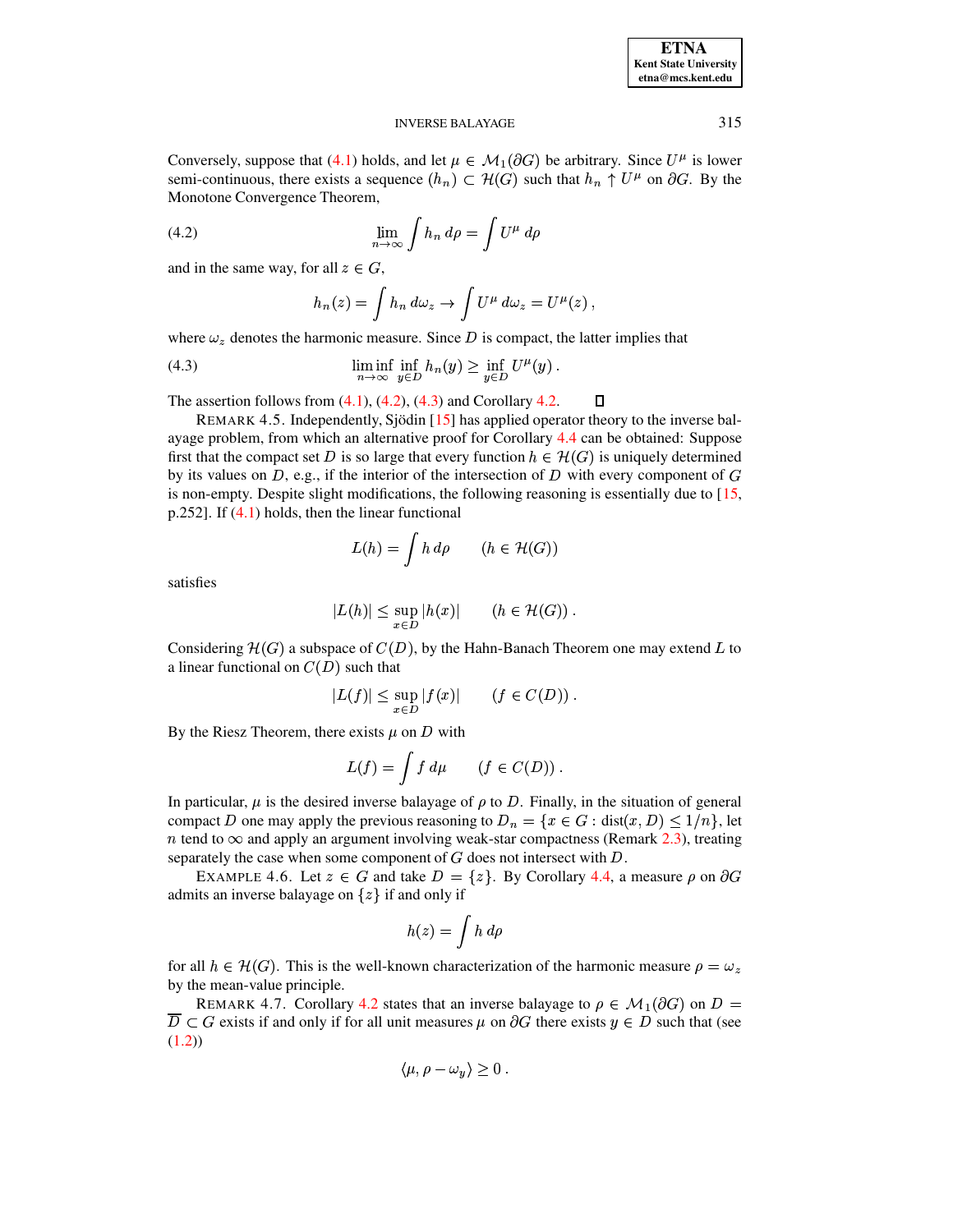Conversely, suppose that (4.1) holds, and let $\mu \in \mathcal{M}_1(\partial G)$ be arbitrary. Since $U^\mu$ is lower semi-continuous, there exists a sequence $(h_n) \subset \mathcal{H}(G)$ such that $h_n \uparrow U^\mu$ on $\partial G$. By the Monotone Convergence Theorem,

$$\lim_{n\to\infty} \int h_n \, d\rho = \int U^\mu \, d\rho \tag{4.2}$$

and in the same way, for all $z \in G$,

$$h_n(z) = \int h_n \, d\omega_z \to \int U^\mu \, d\omega_z = U^\mu(z) \,,$$

where $\omega_z$ denotes the harmonic measure. Since $D$ is compact, the latter implies that

$$\liminf_{n\to\infty} \inf_{y\in D} h_n(y) \geq \inf_{y\in D} U^\mu(y) \,. \tag{4.3}$$

The assertion follows from (4.1), (4.2), (4.3) and Corollary 4.2. ☐

REMARK 4.5. Independently, Sjödin [15] has applied operator theory to the inverse balayage problem, from which an alternative proof for Corollary 4.4 can be obtained: Suppose first that the compact set $D$ is so large that every function $h \in \mathcal{H}(G)$ is uniquely determined by its values on $D$, e.g., if the interior of the intersection of $D$ with every component of $G$ is non-empty. Despite slight modifications, the following reasoning is essentially due to [15, p.252]. If (4.1) holds, then the linear functional

$$L(h) = \int h \, d\rho \qquad (h \in \mathcal{H}(G))$$

satisfies

$$|L(h)| \leq \sup_{x\in D} |h(x)| \qquad (h \in \mathcal{H}(G)) \,.$$

Considering $\mathcal{H}(G)$ a subspace of $C(D)$, by the Hahn-Banach Theorem one may extend $L$ to a linear functional on $C(D)$ such that

$$|L(f)| \leq \sup_{x\in D} |f(x)| \qquad (f \in C(D)) \,.$$

By the Riesz Theorem, there exists $\mu$ on $D$ with

$$L(f) = \int f \, d\mu \qquad (f \in C(D)) \,.$$

In particular, $\mu$ is the desired inverse balayage of $\rho$ to $D$. Finally, in the situation of general compact $D$ one may apply the previous reasoning to $D_n = \{x \in G : \mathrm{dist}(x, D) \leq 1/n\}$, let $n$ tend to $\infty$ and apply an argument involving weak-star compactness (Remark 2.3), treating separately the case when some component of $G$ does not intersect with $D$.

EXAMPLE 4.6. Let $z \in G$ and take $D = \{z\}$. By Corollary 4.4, a measure $\rho$ on $\partial G$ admits an inverse balayage on $\{z\}$ if and only if

$$h(z) = \int h \, d\rho$$

for all $h \in \mathcal{H}(G)$. This is the well-known characterization of the harmonic measure $\rho = \omega_z$ by the mean-value principle.

REMARK 4.7. Corollary 4.2 states that an inverse balayage to $\rho \in \mathcal{M}_1(\partial G)$ on $D = \overline{D} \subset G$ exists if and only if for all unit measures $\mu$ on $\partial G$ there exists $y \in D$ such that (see (1.2))

$$\langle \mu, \rho - \omega_y \rangle \geq 0 \,.$$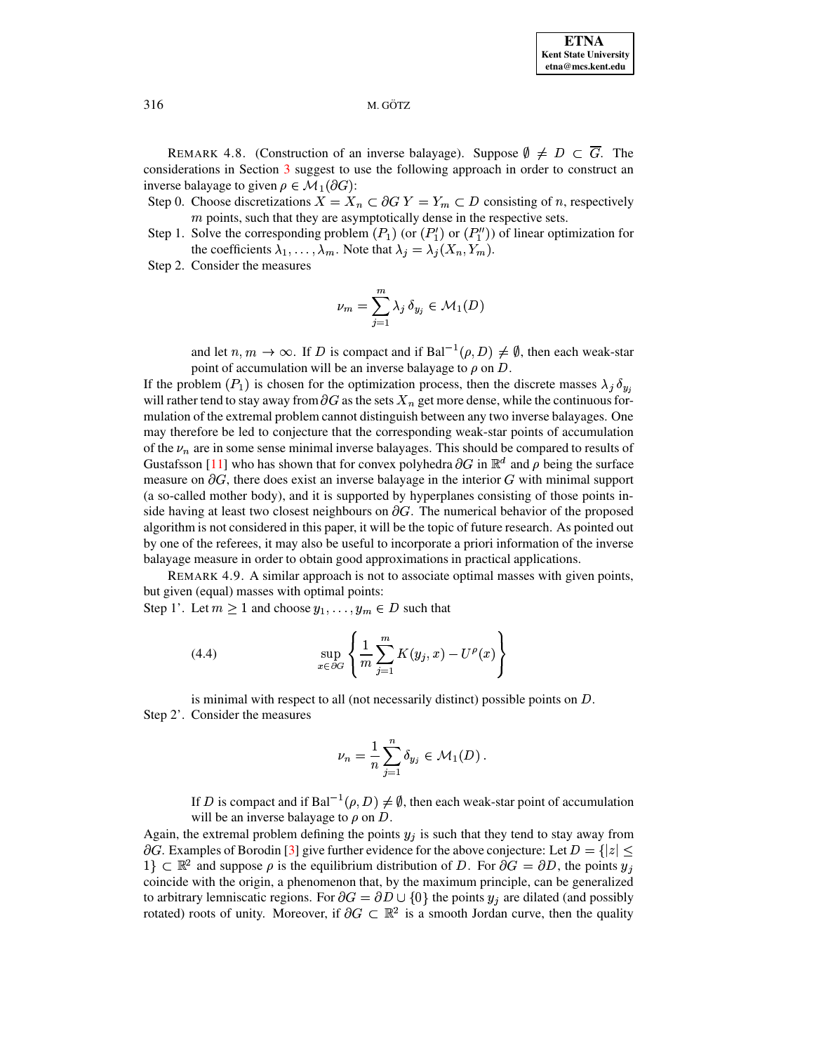REMARK 4.8. (Construction of an inverse balayage). Suppose $\emptyset \neq D \subset \overline{G}$. The considerations in Section 3 suggest to use the following approach in order to construct an inverse balayage to given $\rho \in \mathcal{M}_1(\partial G)$:

Step 0. Choose discretizations $X = X_n \subset \partial G$ $Y = Y_m \subset D$ consisting of $n$, respectively $m$ points, such that they are asymptotically dense in the respective sets.

Step 1. Solve the corresponding problem $(P_1)$ (or $(P_1')$ or $(P_1'')$) of linear optimization for the coefficients $\lambda_1, \ldots, \lambda_m$. Note that $\lambda_j = \lambda_j(X_n, Y_m)$.

Step 2. Consider the measures

$$\nu_m = \sum_{j=1}^{m} \lambda_j \, \delta_{y_j} \in \mathcal{M}_1(D)$$

and let $n, m \to \infty$. If $D$ is compact and if $\mathrm{Bal}^{-1}(\rho, D) \neq \emptyset$, then each weak-star point of accumulation will be an inverse balayage to $\rho$ on $D$.

If the problem $(P_1)$ is chosen for the optimization process, then the discrete masses $\lambda_j \, \delta_{y_j}$ will rather tend to stay away from $\partial G$ as the sets $X_n$ get more dense, while the continuous formulation of the extremal problem cannot distinguish between any two inverse balayages. One may therefore be led to conjecture that the corresponding weak-star points of accumulation of the $\nu_n$ are in some sense minimal inverse balayages. This should be compared to results of Gustafsson [11] who has shown that for convex polyhedra $\partial G$ in $\mathbb{R}^d$ and $\rho$ being the surface measure on $\partial G$, there does exist an inverse balayage in the interior $G$ with minimal support (a so-called mother body), and it is supported by hyperplanes consisting of those points inside having at least two closest neighbours on $\partial G$. The numerical behavior of the proposed algorithm is not considered in this paper, it will be the topic of future research. As pointed out by one of the referees, it may also be useful to incorporate a priori information of the inverse balayage measure in order to obtain good approximations in practical applications.

REMARK 4.9. A similar approach is not to associate optimal masses with given points, but given (equal) masses with optimal points:

Step 1'. Let $m \geq 1$ and choose $y_1, \ldots, y_m \in D$ such that

$$\sup_{x \in \partial G} \left\{ \frac{1}{m} \sum_{j=1}^{m} K(y_j, x) - U^{\rho}(x) \right\} \tag{4.4}$$

is minimal with respect to all (not necessarily distinct) possible points on $D$.

Step 2'. Consider the measures

$$\nu_n = \frac{1}{n} \sum_{j=1}^{n} \delta_{y_j} \in \mathcal{M}_1(D) \, .$$

If $D$ is compact and if $\mathrm{Bal}^{-1}(\rho, D) \neq \emptyset$, then each weak-star point of accumulation will be an inverse balayage to $\rho$ on $D$.

Again, the extremal problem defining the points $y_j$ is such that they tend to stay away from $\partial G$. Examples of Borodin [3] give further evidence for the above conjecture: Let $D = \{|z| \leq 1\} \subset \mathbb{R}^2$ and suppose $\rho$ is the equilibrium distribution of $D$. For $\partial G = \partial D$, the points $y_j$ coincide with the origin, a phenomenon that, by the maximum principle, can be generalized to arbitrary lemniscatic regions. For $\partial G = \partial D \cup \{0\}$ the points $y_j$ are dilated (and possibly rotated) roots of unity. Moreover, if $\partial G \subset \mathbb{R}^2$ is a smooth Jordan curve, then the quality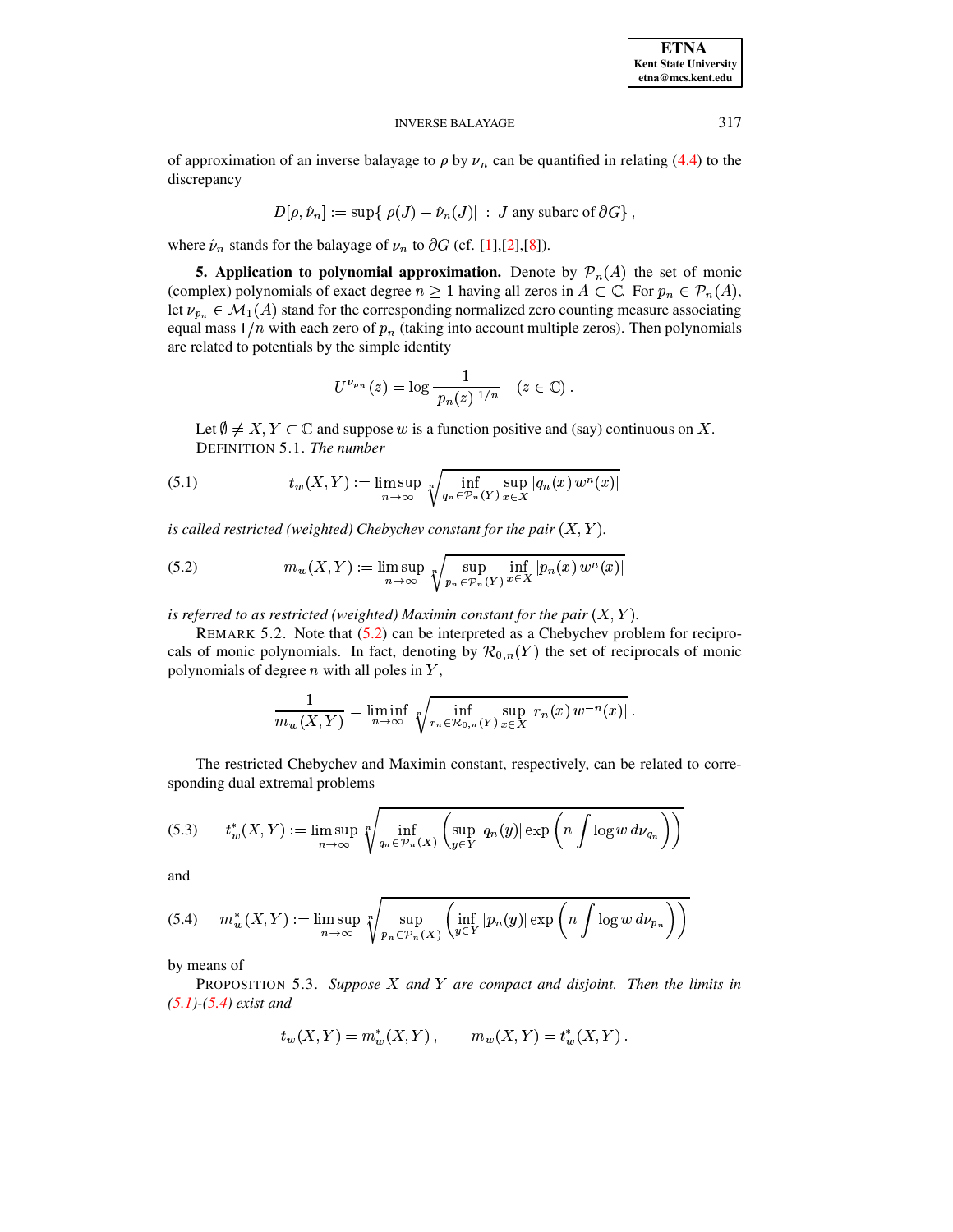of approximation of an inverse balayage to $\rho$ by $\nu_n$ can be quantified in relating (4.4) to the discrepancy

$$D[\rho, \hat{\nu}_n] := \sup\{|\rho(J) - \hat{\nu}_n(J)| \ : \ J \text{ any subarc of } \partial G\} \,,$$

where $\hat{\nu}_n$ stands for the balayage of $\nu_n$ to $\partial G$ (cf. [1],[2],[8]).

**5. Application to polynomial approximation.** Denote by $\mathcal{P}_n(A)$ the set of monic (complex) polynomials of exact degree $n \geq 1$ having all zeros in $A \subset \mathbb{C}$. For $p_n \in \mathcal{P}_n(A)$, let $\nu_{p_n} \in \mathcal{M}_1(A)$ stand for the corresponding normalized zero counting measure associating equal mass $1/n$ with each zero of $p_n$ (taking into account multiple zeros). Then polynomials are related to potentials by the simple identity

$$U^{\nu_{p_n}}(z) = \log \frac{1}{|p_n(z)|^{1/n}} \quad (z \in \mathbb{C}) \,.$$

Let $\emptyset \neq X, Y \subset \mathbb{C}$ and suppose $w$ is a function positive and (say) continuous on $X$.

DEFINITION 5.1. *The number*

$$t_w(X,Y) := \limsup_{n \to \infty} \sqrt[n]{\inf_{q_n \in \mathcal{P}_n(Y)} \sup_{x \in X} |q_n(x)\, w^n(x)|} \tag{5.1}$$

*is called restricted (weighted) Chebychev constant for the pair $(X, Y)$.*

$$m_w(X,Y) := \limsup_{n \to \infty} \sqrt[n]{\sup_{p_n \in \mathcal{P}_n(Y)} \inf_{x \in X} |p_n(x)\, w^n(x)|} \tag{5.2}$$

*is referred to as restricted (weighted) Maximin constant for the pair $(X, Y)$.*

REMARK 5.2. Note that (5.2) can be interpreted as a Chebychev problem for reciprocals of monic polynomials. In fact, denoting by $\mathcal{R}_{0,n}(Y)$ the set of reciprocals of monic polynomials of degree $n$ with all poles in $Y$,

$$\frac{1}{m_w(X,Y)} = \liminf_{n \to \infty} \sqrt[n]{\inf_{r_n \in \mathcal{R}_{0,n}(Y)} \sup_{x \in X} |r_n(x)\, w^{-n}(x)|} \,.$$

The restricted Chebychev and Maximin constant, respectively, can be related to corresponding dual extremal problems

$$t_w^*(X,Y) := \limsup_{n \to \infty} \sqrt[n]{\inf_{q_n \in \mathcal{P}_n(X)} \left( \sup_{y \in Y} |q_n(y)| \exp\left( n \int \log w \, d\nu_{q_n} \right) \right)} \tag{5.3}$$

and

$$m_w^*(X,Y) := \limsup_{n \to \infty} \sqrt[n]{\sup_{p_n \in \mathcal{P}_n(X)} \left( \inf_{y \in Y} |p_n(y)| \exp\left( n \int \log w \, d\nu_{p_n} \right) \right)} \tag{5.4}$$

by means of

PROPOSITION 5.3. *Suppose $X$ and $Y$ are compact and disjoint. Then the limits in (5.1)-(5.4) exist and*

$$t_w(X,Y) = m_w^*(X,Y) \,, \qquad m_w(X,Y) = t_w^*(X,Y) \,.$$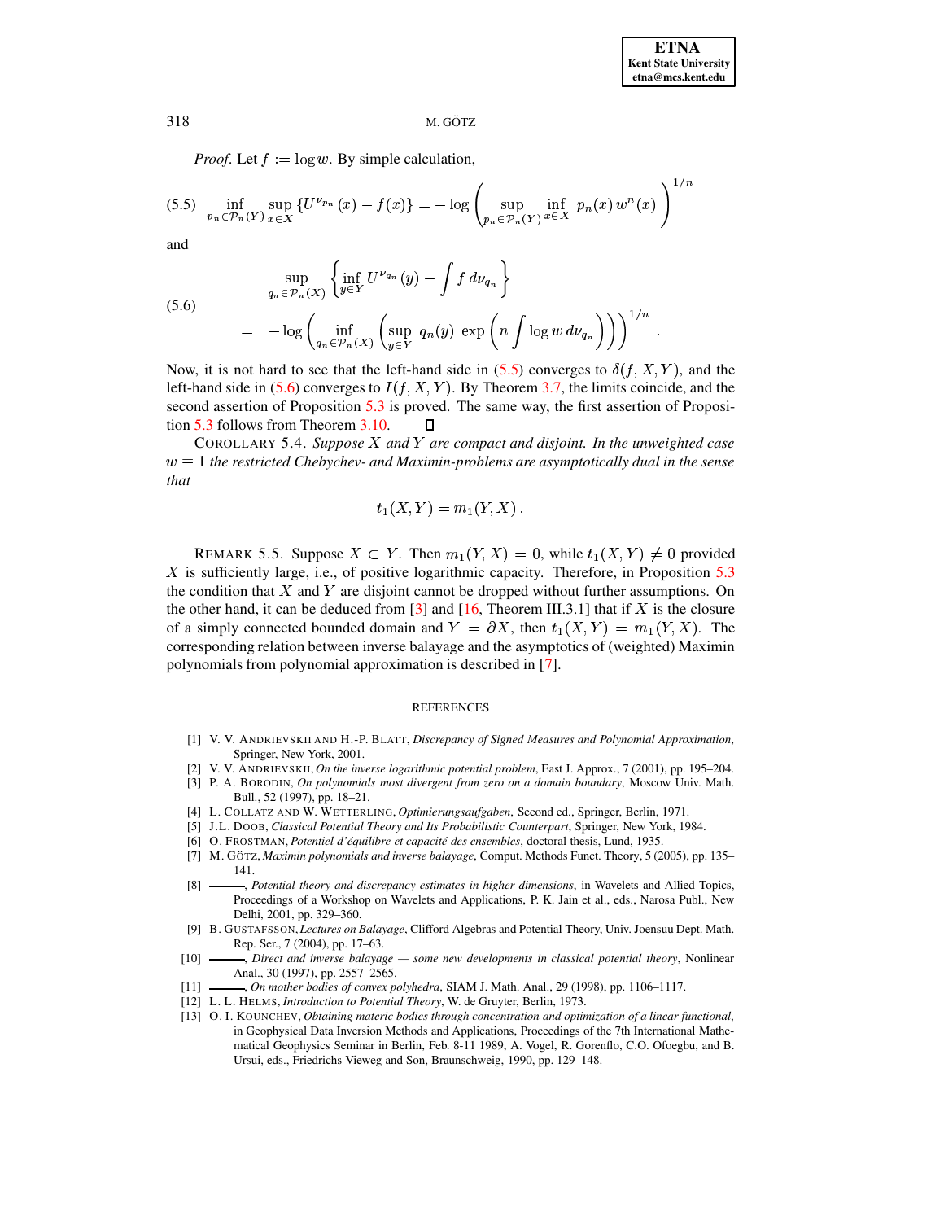*Proof.* Let $f := \log w$. By simple calculation,

$$\inf_{p_n \in \mathcal{P}_n(Y)} \sup_{x \in X} \{U^{\nu_{p_n}}(x) - f(x)\} = -\log \left( \sup_{p_n \in \mathcal{P}_n(Y)} \inf_{x \in X} |p_n(x)\, w^n(x)| \right)^{1/n} \tag{5.5}$$

and

$$\begin{aligned} &\sup_{q_n \in \mathcal{P}_n(X)} \left\{ \inf_{y \in Y} U^{\nu_{q_n}}(y) - \int f \, d\nu_{q_n} \right\} \\ &= \quad -\log \left( \inf_{q_n \in \mathcal{P}_n(X)} \left( \sup_{y \in Y} |q_n(y)| \exp\left( n \int \log w \, d\nu_{q_n} \right) \right) \right)^{1/n} . \end{aligned} \tag{5.6}$$

Now, it is not hard to see that the left-hand side in (5.5) converges to $\delta(f, X, Y)$, and the left-hand side in (5.6) converges to $I(f, X, Y)$. By Theorem 3.7, the limits coincide, and the second assertion of Proposition 5.3 is proved. The same way, the first assertion of Proposition 5.3 follows from Theorem 3.10. $\square$

COROLLARY 5.4. *Suppose $X$ and $Y$ are compact and disjoint. In the unweighted case $w \equiv 1$ the restricted Chebychev- and Maximin-problems are asymptotically dual in the sense that*

$$t_1(X, Y) = m_1(Y, X) .$$

REMARK 5.5. Suppose $X \subset Y$. Then $m_1(Y, X) = 0$, while $t_1(X, Y) \neq 0$ provided $X$ is sufficiently large, i.e., of positive logarithmic capacity. Therefore, in Proposition 5.3 the condition that $X$ and $Y$ are disjoint cannot be dropped without further assumptions. On the other hand, it can be deduced from [3] and [16, Theorem III.3.1] that if $X$ is the closure of a simply connected bounded domain and $Y = \partial X$, then $t_1(X, Y) = m_1(Y, X)$. The corresponding relation between inverse balayage and the asymptotics of (weighted) Maximin polynomials from polynomial approximation is described in [7].

## REFERENCES

[1] V. V. ANDRIEVSKII AND H.-P. BLATT, *Discrepancy of Signed Measures and Polynomial Approximation*, Springer, New York, 2001.

[2] V. V. ANDRIEVSKII, *On the inverse logarithmic potential problem*, East J. Approx., 7 (2001), pp. 195–204.

[3] P. A. BORODIN, *On polynomials most divergent from zero on a domain boundary*, Moscow Univ. Math. Bull., 52 (1997), pp. 18–21.

[4] L. COLLATZ AND W. WETTERLING, *Optimierungsaufgaben*, Second ed., Springer, Berlin, 1971.

[5] J.L. DOOB, *Classical Potential Theory and Its Probabilistic Counterpart*, Springer, New York, 1984.

[6] O. FROSTMAN, *Potentiel d'équilibre et capacité des ensembles*, doctoral thesis, Lund, 1935.

[7] M. GÖTZ, *Maximin polynomials and inverse balayage*, Comput. Methods Funct. Theory, 5 (2005), pp. 135–141.

[8] ———, *Potential theory and discrepancy estimates in higher dimensions*, in Wavelets and Allied Topics, Proceedings of a Workshop on Wavelets and Applications, P. K. Jain et al., eds., Narosa Publ., New Delhi, 2001, pp. 329–360.

[9] B. GUSTAFSSON, *Lectures on Balayage*, Clifford Algebras and Potential Theory, Univ. Joensuu Dept. Math. Rep. Ser., 7 (2004), pp. 17–63.

[10] ———, *Direct and inverse balayage — some new developments in classical potential theory*, Nonlinear Anal., 30 (1997), pp. 2557–2565.

[11] ———, *On mother bodies of convex polyhedra*, SIAM J. Math. Anal., 29 (1998), pp. 1106–1117.

[12] L. L. HELMS, *Introduction to Potential Theory*, W. de Gruyter, Berlin, 1973.

[13] O. I. KOUNCHEV, *Obtaining materic bodies through concentration and optimization of a linear functional*, in Geophysical Data Inversion Methods and Applications, Proceedings of the 7th International Mathematical Geophysics Seminar in Berlin, Feb. 8-11 1989, A. Vogel, R. Gorenflo, C.O. Ofoegbu, and B. Ursui, eds., Friedrichs Vieweg and Son, Braunschweig, 1990, pp. 129–148.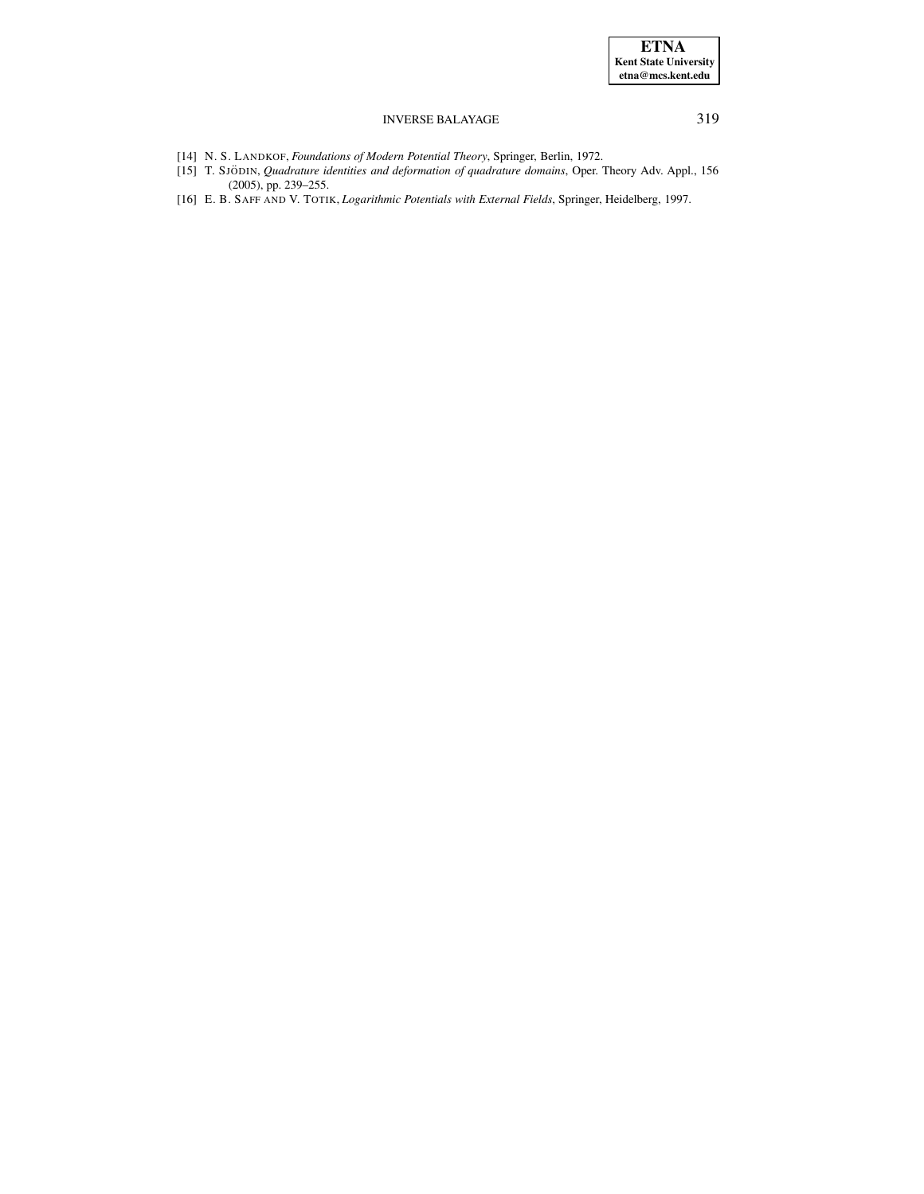[14] N. S. LANDKOF, *Foundations of Modern Potential Theory*, Springer, Berlin, 1972.

[15] T. SJÖDIN, *Quadrature identities and deformation of quadrature domains*, Oper. Theory Adv. Appl., 156 (2005), pp. 239–255.

[16] E. B. SAFF AND V. TOTIK, *Logarithmic Potentials with External Fields*, Springer, Heidelberg, 1997.